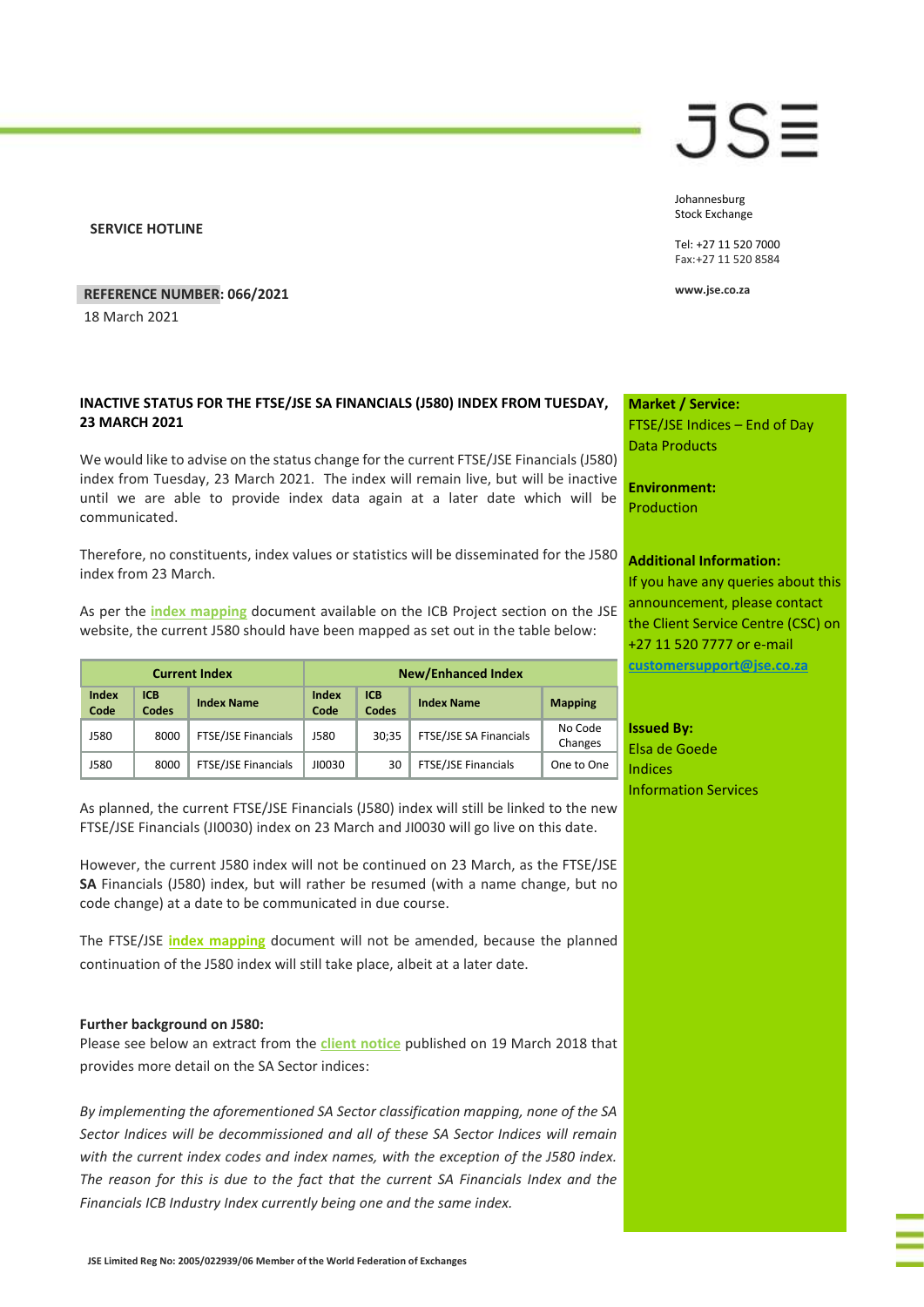JSE

Johannesburg
Stock Exchange

Tel: +27 11 520 7000
Fax:+27 11 520 8584

www.jse.co.za

**SERVICE HOTLINE**

**REFERENCE NUMBER: 066/2021**

18 March 2021

**Market / Service:**
FTSE/JSE Indices – End of Day Data Products

**Environment:**
Production

**Additional Information:**
If you have any queries about this announcement, please contact the Client Service Centre (CSC) on +27 11 520 7777 or e-mail **customersupport@jse.co.za**

**Issued By:**
Elsa de Goede
Indices
Information Services

**INACTIVE STATUS FOR THE FTSE/JSE SA FINANCIALS (J580) INDEX FROM TUESDAY, 23 MARCH 2021**

We would like to advise on the status change for the current FTSE/JSE Financials (J580) index from Tuesday, 23 March 2021. The index will remain live, but will be inactive until we are able to provide index data again at a later date which will be communicated.

Therefore, no constituents, index values or statistics will be disseminated for the J580 index from 23 March.

As per the **index mapping** document available on the ICB Project section on the JSE website, the current J580 should have been mapped as set out in the table below:

| Current Index | | | New/Enhanced Index | | | |
|---|---|---|---|---|---|---|
| **Index Code** | **ICB Codes** | **Index Name** | **Index Code** | **ICB Codes** | **Index Name** | **Mapping** |
| J580 | 8000 | FTSE/JSE Financials | J580 | 30;35 | FTSE/JSE SA Financials | No Code Changes |
| J580 | 8000 | FTSE/JSE Financials | JI0030 | 30 | FTSE/JSE Financials | One to One |

As planned, the current FTSE/JSE Financials (J580) index will still be linked to the new FTSE/JSE Financials (JI0030) index on 23 March and JI0030 will go live on this date.

However, the current J580 index will not be continued on 23 March, as the FTSE/JSE **SA** Financials (J580) index, but will rather be resumed (with a name change, but no code change) at a date to be communicated in due course.

The FTSE/JSE **index mapping** document will not be amended, because the planned continuation of the J580 index will still take place, albeit at a later date.

**Further background on J580:**

Please see below an extract from the **client notice** published on 19 March 2018 that provides more detail on the SA Sector indices:

*By implementing the aforementioned SA Sector classification mapping, none of the SA Sector Indices will be decommissioned and all of these SA Sector Indices will remain with the current index codes and index names, with the exception of the J580 index. The reason for this is due to the fact that the current SA Financials Index and the Financials ICB Industry Index currently being one and the same index.*

JSE Limited Reg No: 2005/022939/06 Member of the World Federation of Exchanges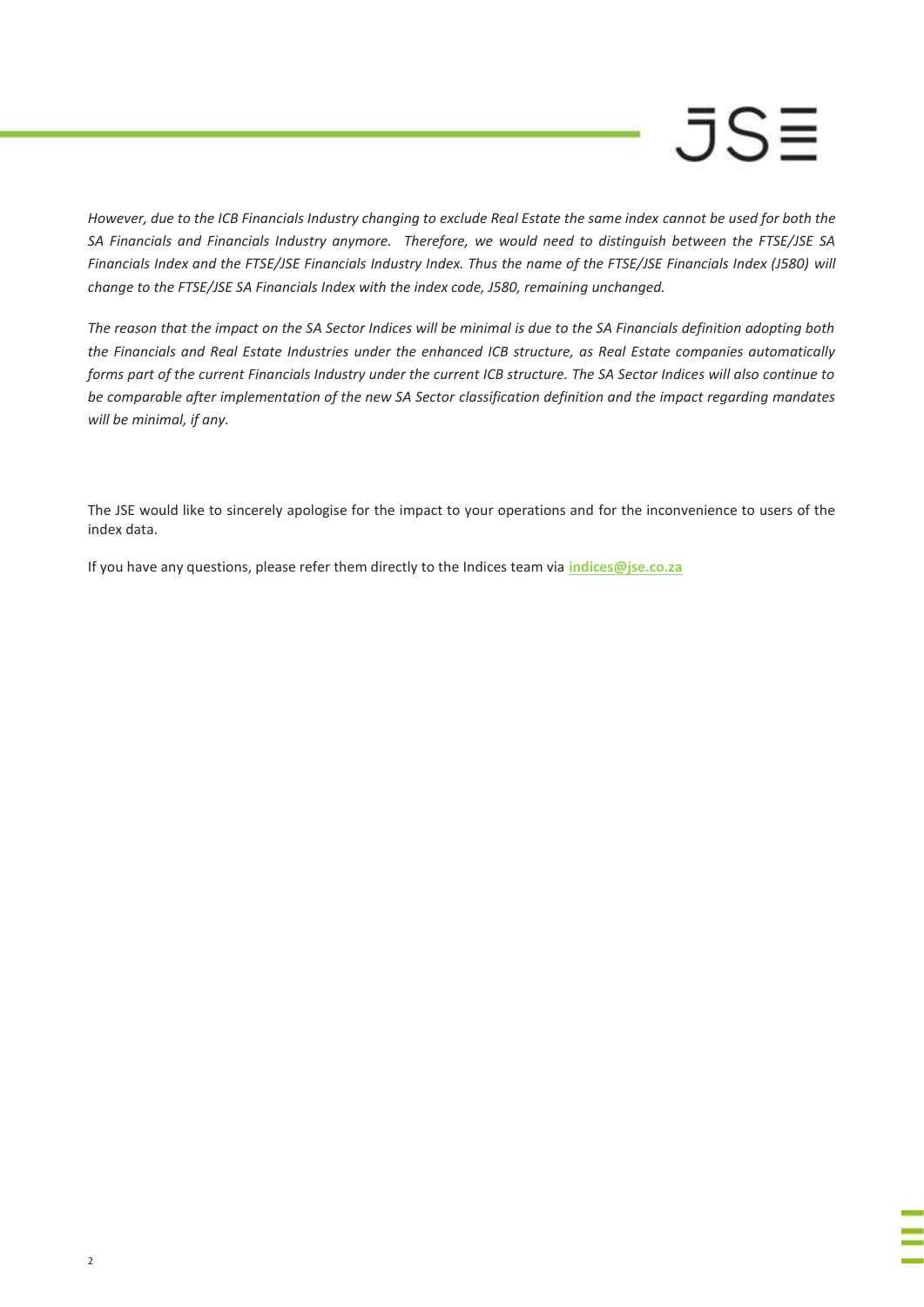*However, due to the ICB Financials Industry changing to exclude Real Estate the same index cannot be used for both the SA Financials and Financials Industry anymore. Therefore, we would need to distinguish between the FTSE/JSE SA Financials Index and the FTSE/JSE Financials Industry Index. Thus the name of the FTSE/JSE Financials Index (J580) will change to the FTSE/JSE SA Financials Index with the index code, J580, remaining unchanged.*

*The reason that the impact on the SA Sector Indices will be minimal is due to the SA Financials definition adopting both the Financials and Real Estate Industries under the enhanced ICB structure, as Real Estate companies automatically forms part of the current Financials Industry under the current ICB structure. The SA Sector Indices will also continue to be comparable after implementation of the new SA Sector classification definition and the impact regarding mandates will be minimal, if any.*

The JSE would like to sincerely apologise for the impact to your operations and for the inconvenience to users of the index data.

If you have any questions, please refer them directly to the Indices team via **indices@jse.co.za**